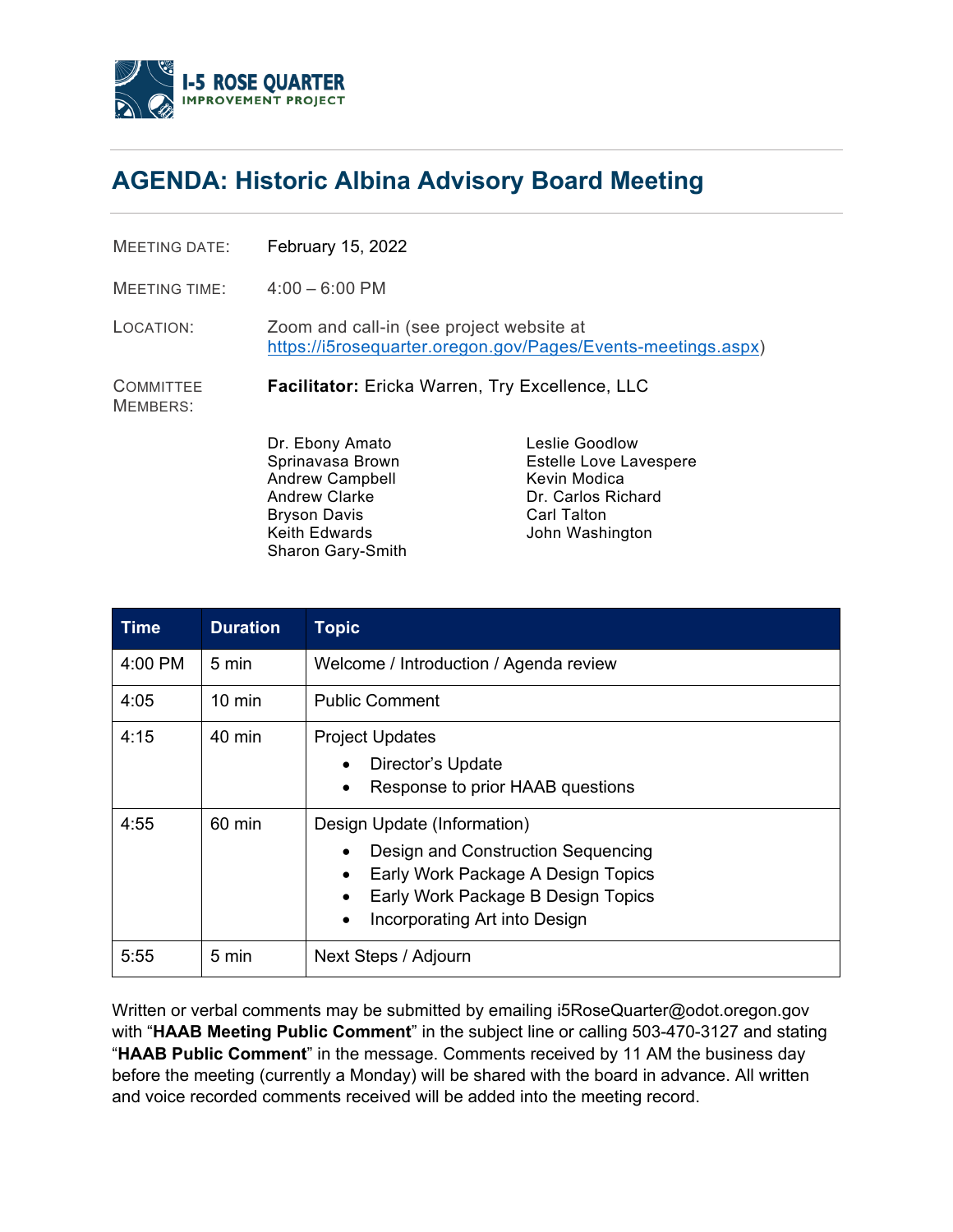I-5 ROSE QUARTER
IMPROVEMENT PROJECT

# AGENDA: Historic Albina Advisory Board Meeting

MEETING DATE: February 15, 2022

MEETING TIME: 4:00 – 6:00 PM

LOCATION: Zoom and call-in (see project website at https://i5rosequarter.oregon.gov/Pages/Events-meetings.aspx)

COMMITTEE MEMBERS: **Facilitator:** Ericka Warren, Try Excellence, LLC

Dr. Ebony Amato
Sprinavasa Brown
Andrew Campbell
Andrew Clarke
Bryson Davis
Keith Edwards
Sharon Gary-Smith
Leslie Goodlow
Estelle Love Lavespere
Kevin Modica
Dr. Carlos Richard
Carl Talton
John Washington

| Time | Duration | Topic |
|---|---|---|
| 4:00 PM | 5 min | Welcome / Introduction / Agenda review |
| 4:05 | 10 min | Public Comment |
| 4:15 | 40 min | Project Updates<br>• Director's Update<br>• Response to prior HAAB questions |
| 4:55 | 60 min | Design Update (Information)<br>• Design and Construction Sequencing<br>• Early Work Package A Design Topics<br>• Early Work Package B Design Topics<br>• Incorporating Art into Design |
| 5:55 | 5 min | Next Steps / Adjourn |

Written or verbal comments may be submitted by emailing i5RoseQuarter@odot.oregon.gov with "**HAAB Meeting Public Comment**" in the subject line or calling 503-470-3127 and stating "**HAAB Public Comment**" in the message. Comments received by 11 AM the business day before the meeting (currently a Monday) will be shared with the board in advance. All written and voice recorded comments received will be added into the meeting record.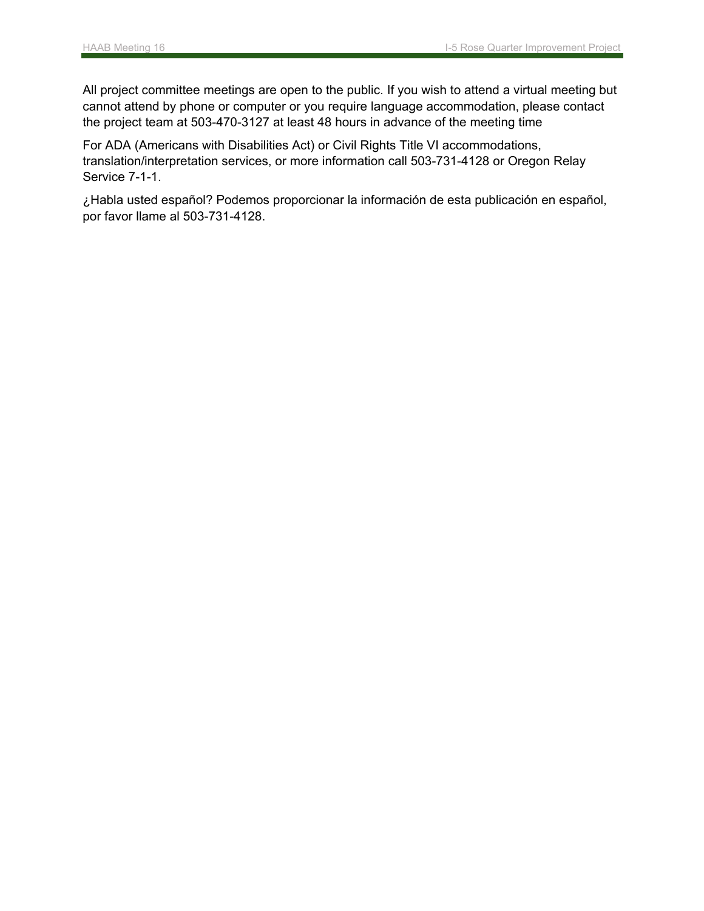All project committee meetings are open to the public. If you wish to attend a virtual meeting but cannot attend by phone or computer or you require language accommodation, please contact the project team at 503-470-3127 at least 48 hours in advance of the meeting time

For ADA (Americans with Disabilities Act) or Civil Rights Title VI accommodations, translation/interpretation services, or more information call 503-731-4128 or Oregon Relay Service 7-1-1.

¿Habla usted español? Podemos proporcionar la información de esta publicación en español, por favor llame al 503-731-4128.